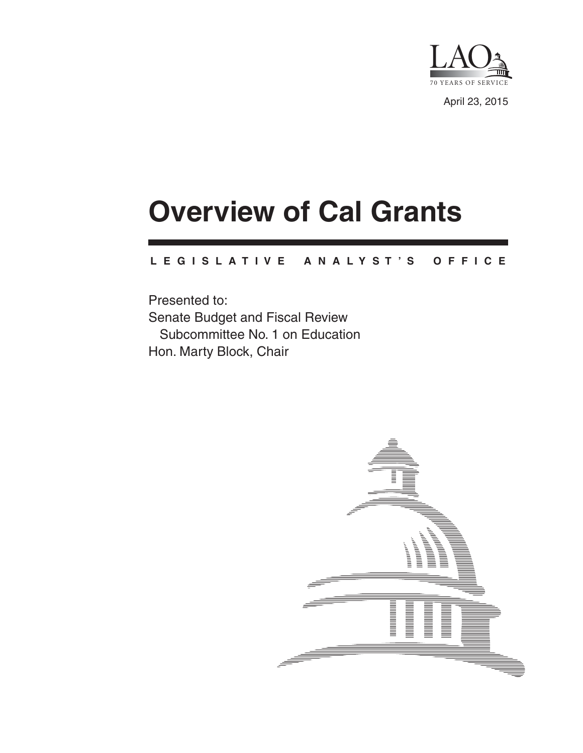LAO

70 YEARS OF SERVICE

April 23, 2015

# Overview of Cal Grants

LEGISLATIVE ANALYST'S OFFICE

Presented to:

Senate Budget and Fiscal Review
Subcommittee No. 1 on Education
Hon. Marty Block, Chair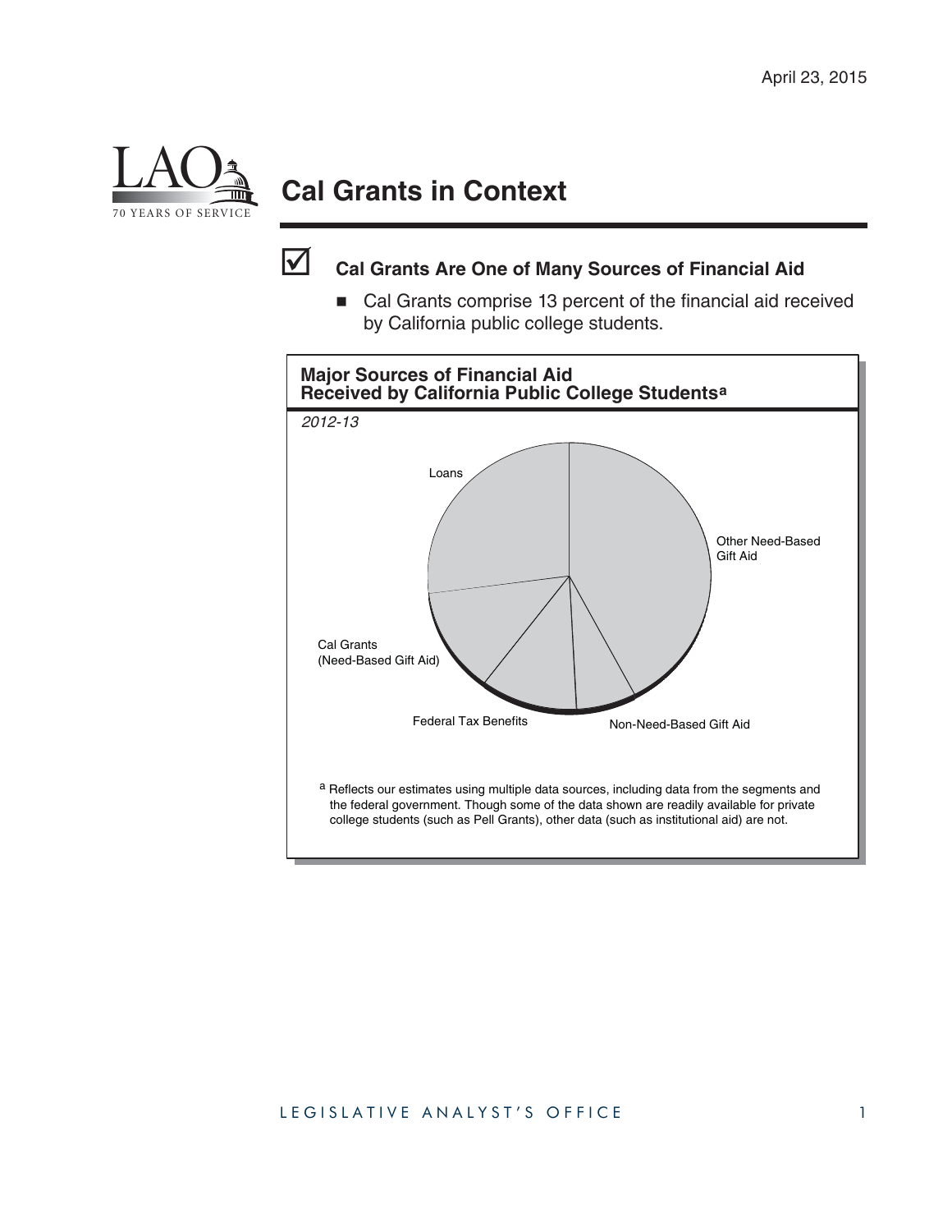April 23, 2015

# Cal Grants in Context

## ☑ Cal Grants Are One of Many Sources of Financial Aid

- Cal Grants comprise 13 percent of the financial aid received by California public college students.

**Major Sources of Financial Aid Received by California Public College Students[a]**

*2012-13*

Loans

Other Need-Based Gift Aid

Cal Grants (Need-Based Gift Aid)

Federal Tax Benefits

Non-Need-Based Gift Aid

[a] Reflects our estimates using multiple data sources, including data from the segments and the federal government. Though some of the data shown are readily available for private college students (such as Pell Grants), other data (such as institutional aid) are not.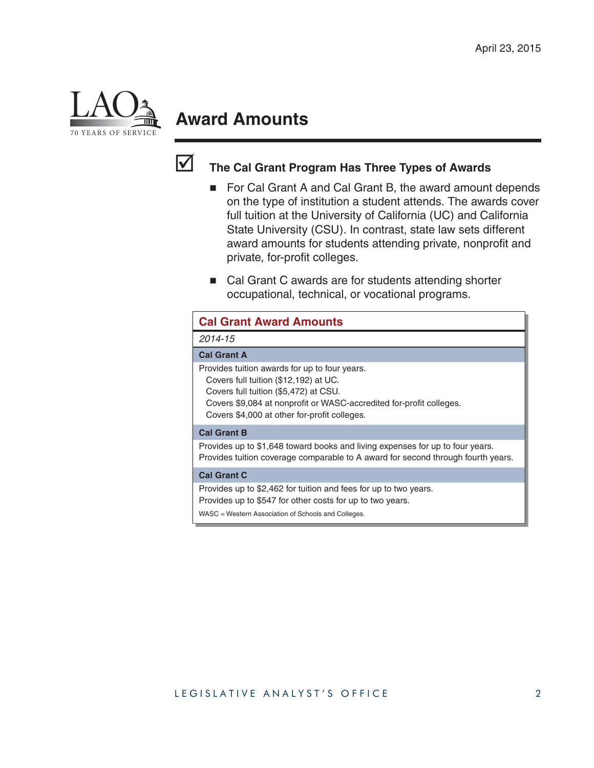## Award Amounts

### The Cal Grant Program Has Three Types of Awards

- For Cal Grant A and Cal Grant B, the award amount depends on the type of institution a student attends. The awards cover full tuition at the University of California (UC) and California State University (CSU). In contrast, state law sets different award amounts for students attending private, nonprofit and private, for-profit colleges.
- Cal Grant C awards are for students attending shorter occupational, technical, or vocational programs.

**Cal Grant Award Amounts**

*2014-15*

| Cal Grant A |
|---|
| Provides tuition awards for up to four years.<br>Covers full tuition ($12,192) at UC.<br>Covers full tuition ($5,472) at CSU.<br>Covers $9,084 at nonprofit or WASC-accredited for-profit colleges.<br>Covers $4,000 at other for-profit colleges. |
| **Cal Grant B** |
| Provides up to $1,648 toward books and living expenses for up to four years.<br>Provides tuition coverage comparable to A award for second through fourth years. |
| **Cal Grant C** |
| Provides up to $2,462 for tuition and fees for up to two years.<br>Provides up to $547 for other costs for up to two years. |

WASC = Western Association of Schools and Colleges.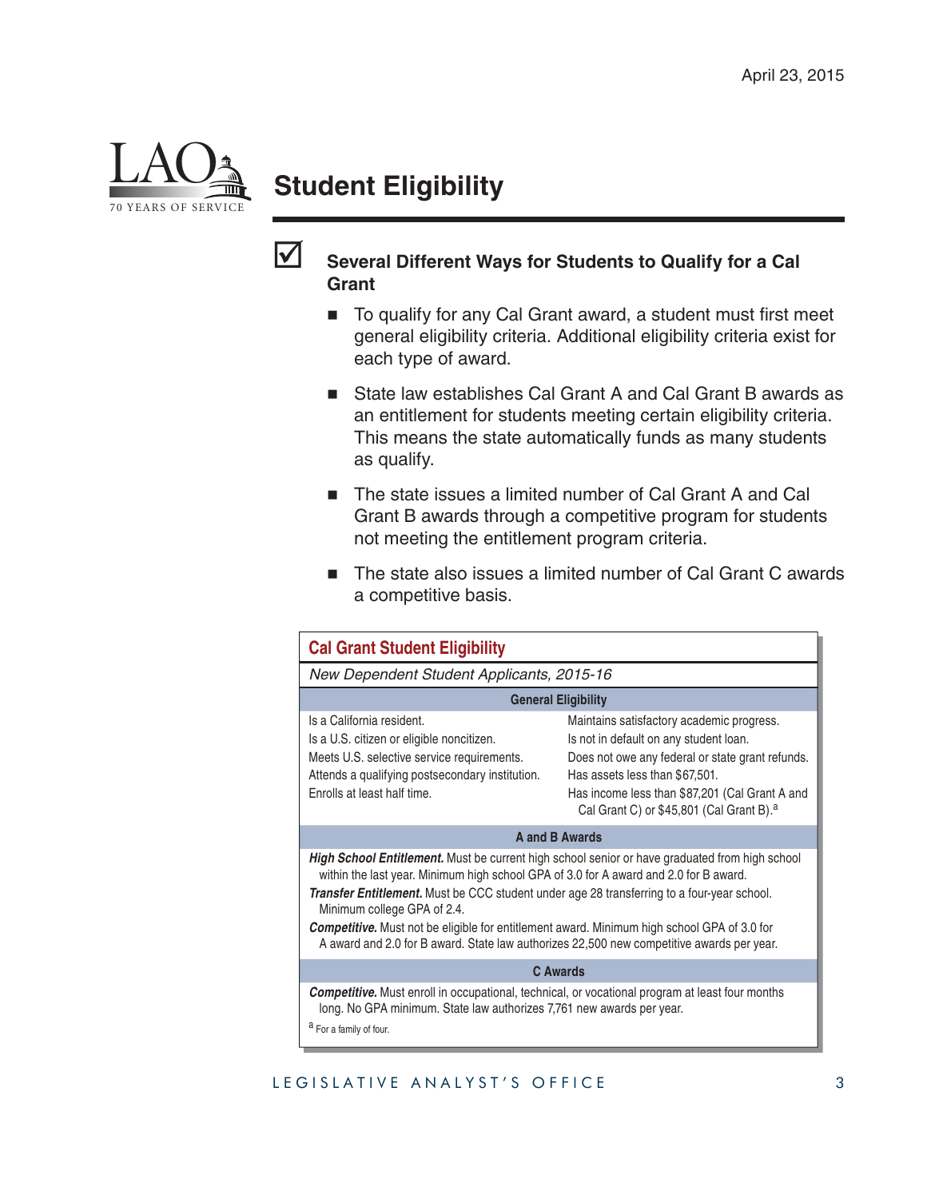# Student Eligibility

## Several Different Ways for Students to Qualify for a Cal Grant

- To qualify for any Cal Grant award, a student must first meet general eligibility criteria. Additional eligibility criteria exist for each type of award.
- State law establishes Cal Grant A and Cal Grant B awards as an entitlement for students meeting certain eligibility criteria. This means the state automatically funds as many students as qualify.
- The state issues a limited number of Cal Grant A and Cal Grant B awards through a competitive program for students not meeting the entitlement program criteria.
- The state also issues a limited number of Cal Grant C awards a competitive basis.

**Cal Grant Student Eligibility**

*New Dependent Student Applicants, 2015-16*

| General Eligibility | |
|---|---|
| Is a California resident. | Maintains satisfactory academic progress. |
| Is a U.S. citizen or eligible noncitizen. | Is not in default on any student loan. |
| Meets U.S. selective service requirements. | Does not owe any federal or state grant refunds. |
| Attends a qualifying postsecondary institution. | Has assets less than $67,501. |
| Enrolls at least half time. | Has income less than $87,201 (Cal Grant A and Cal Grant C) or $45,801 (Cal Grant B).[a] |

**A and B Awards**

***High School Entitlement.*** Must be current high school senior or have graduated from high school within the last year. Minimum high school GPA of 3.0 for A award and 2.0 for B award.

***Transfer Entitlement.*** Must be CCC student under age 28 transferring to a four-year school. Minimum college GPA of 2.4.

***Competitive.*** Must not be eligible for entitlement award. Minimum high school GPA of 3.0 for A award and 2.0 for B award. State law authorizes 22,500 new competitive awards per year.

**C Awards**

***Competitive.*** Must enroll in occupational, technical, or vocational program at least four months long. No GPA minimum. State law authorizes 7,761 new awards per year.

[a] For a family of four.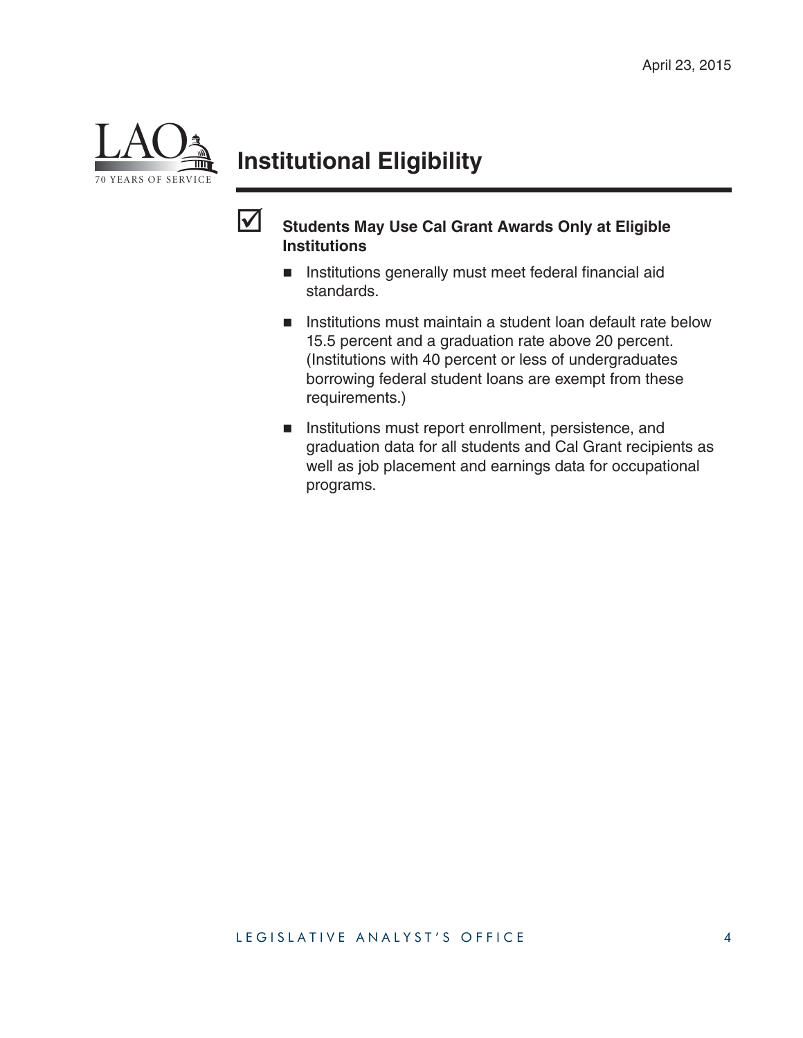# Institutional Eligibility

- **Students May Use Cal Grant Awards Only at Eligible Institutions**
  - Institutions generally must meet federal financial aid standards.
  - Institutions must maintain a student loan default rate below 15.5 percent and a graduation rate above 20 percent. (Institutions with 40 percent or less of undergraduates borrowing federal student loans are exempt from these requirements.)
  - Institutions must report enrollment, persistence, and graduation data for all students and Cal Grant recipients as well as job placement and earnings data for occupational programs.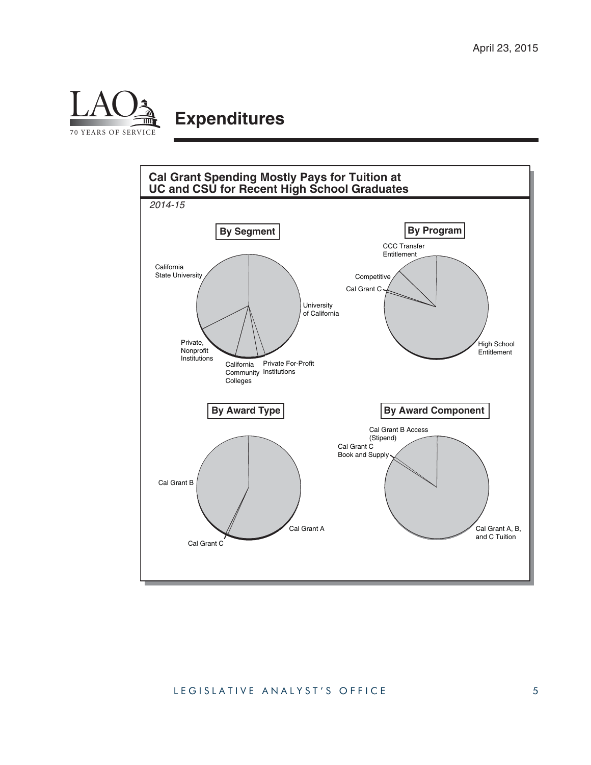April 23, 2015

# Expenditures

**Cal Grant Spending Mostly Pays for Tuition at UC and CSU for Recent High School Graduates**

*2014-15*

**By Segment**

California State University

University of California

Private, Nonprofit Institutions

California Community Colleges

Private For-Profit Institutions

**By Program**

CCC Transfer Entitlement

Competitive

Cal Grant C

High School Entitlement

**By Award Type**

Cal Grant B

Cal Grant A

Cal Grant C

**By Award Component**

Cal Grant B Access (Stipend)

Cal Grant C Book and Supply

Cal Grant A, B, and C Tuition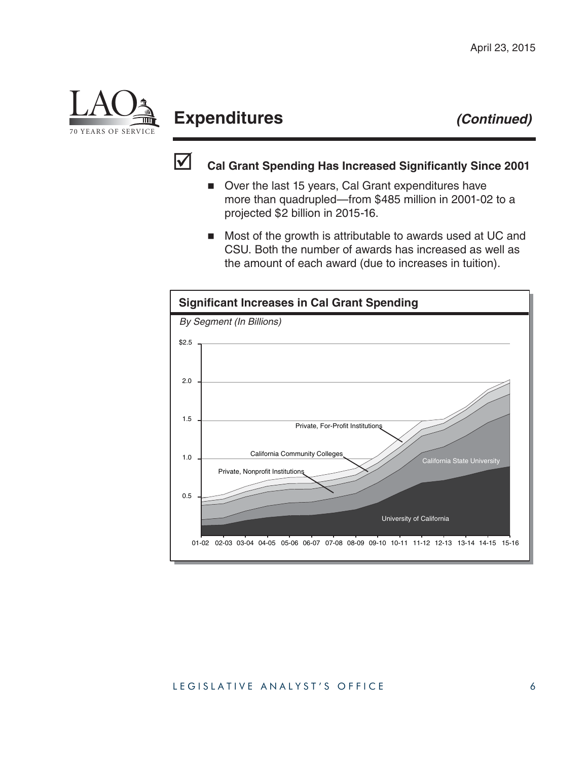## Expenditures *(Continued)*

☑ **Cal Grant Spending Has Increased Significantly Since 2001**

- Over the last 15 years, Cal Grant expenditures have more than quadrupled—from $485 million in 2001-02 to a projected $2 billion in 2015-16.
- Most of the growth is attributable to awards used at UC and CSU. Both the number of awards has increased as well as the amount of each award (due to increases in tuition).

**Significant Increases in Cal Grant Spending**

*By Segment (In Billions)*

$2.5
2.0
1.5
1.0
0.5

Private, For-Profit Institutions
California Community Colleges
Private, Nonprofit Institutions
California State University
University of California

01-02 02-03 03-04 04-05 05-06 06-07 07-08 08-09 09-10 10-11 11-12 12-13 13-14 14-15 15-16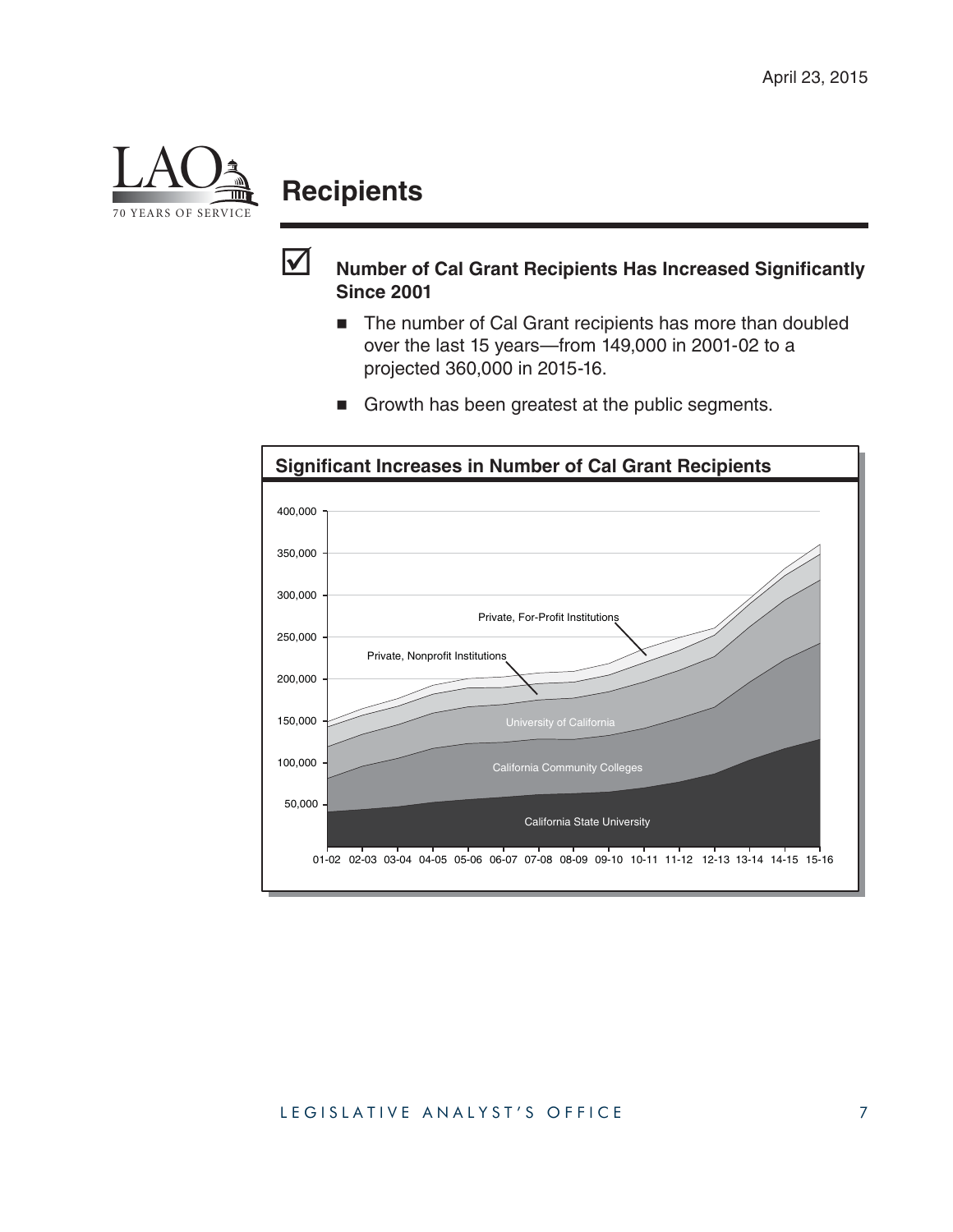# Recipients

☑ **Number of Cal Grant Recipients Has Increased Significantly Since 2001**

- The number of Cal Grant recipients has more than doubled over the last 15 years—from 149,000 in 2001-02 to a projected 360,000 in 2015-16.
- Growth has been greatest at the public segments.

**Significant Increases in Number of Cal Grant Recipients**

400,000
350,000
300,000
250,000
200,000
150,000
100,000
50,000

Private, For-Profit Institutions
Private, Nonprofit Institutions
University of California
California Community Colleges
California State University

01-02 02-03 03-04 04-05 05-06 06-07 07-08 08-09 09-10 10-11 11-12 12-13 13-14 14-15 15-16